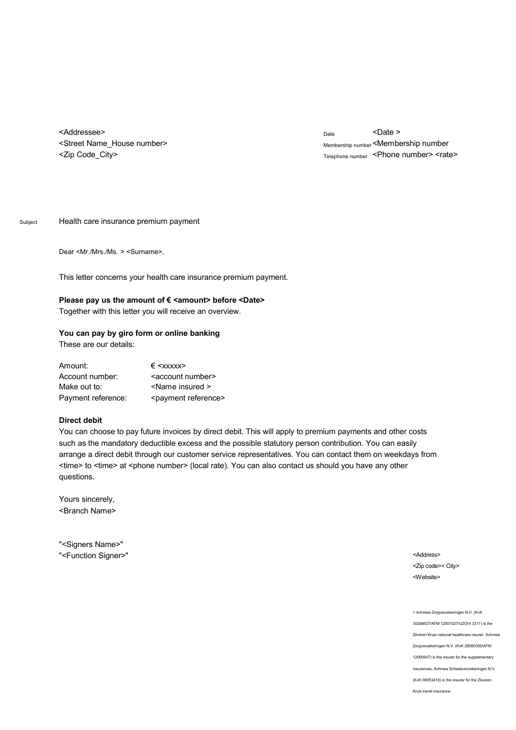<Addressee>
<Street Name_House number>
<Zip Code_City>

Date <Date >
Membership number <Membership number
Telephone number <Phone number> <rate>

Subject Health care insurance premium payment

Dear <Mr./Mrs./Ms. > <Surname>,

This letter concerns your health care insurance premium payment.

**Please pay us the amount of € <amount> before <Date>**
Together with this letter you will receive an overview.

**You can pay by giro form or online banking**
These are our details:

| | |
|---|---|
| Amount: | € <xxxxx> |
| Account number: | <account number> |
| Make out to: | <Name insured > |
| Payment reference: | <payment reference> |

**Direct debit**
You can choose to pay future invoices by direct debit. This will apply to premium payments and other costs such as the mandatory deductible excess and the possible statutory person contribution. You can easily arrange a direct debit through our customer service representatives. You can contact them on weekdays from <time> to <time> at <phone number> (local rate). You can also contact us should you have any other questions.

Yours sincerely,
<Branch Name>

"<Signers Name>"
"<Function Signer>"

<Address>
<Zip code>< City>
<Website>

< Achmea Zorgverzekeringen N.V. (KvK 30208637/AFM 12001027/UZOVI 3311) is the Zilveren Kruis national healthcare insurer. Achmea Zorgverzekeringen N.V. (KvK 28080300/AFM 12000647) is the insurer for the supplementary insurances. Achmea Schadeverzekeringen N.V. (KvK 08053410) is the insurer for the Zilveren Kruis travel insurance.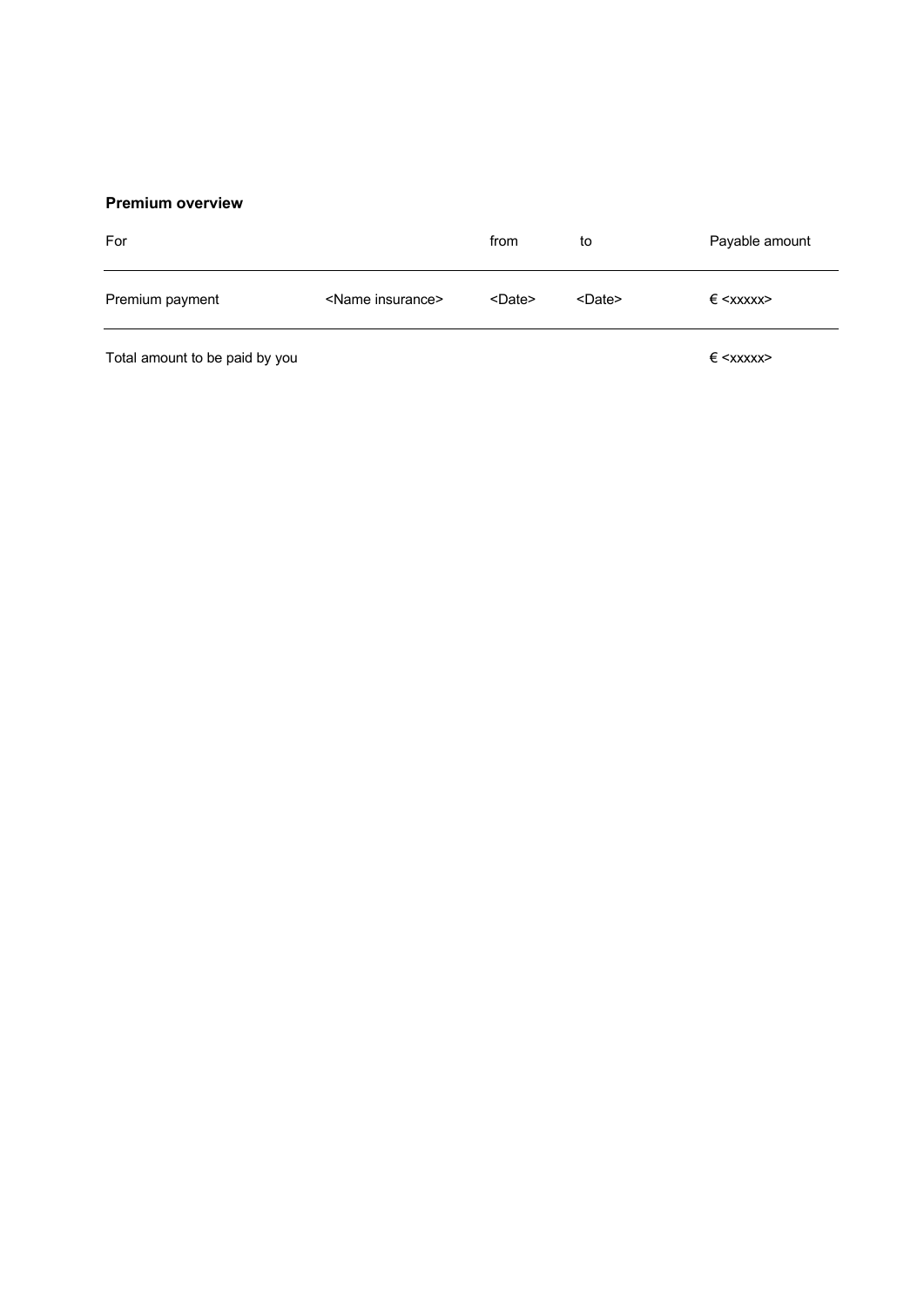**Premium overview**

| For | | from | to | Payable amount |
| --- | --- | --- | --- | --- |
| Premium payment | <Name insurance> | <Date> | <Date> | € <xxxxx> |
| Total amount to be paid by you | | | | € <xxxxx> |